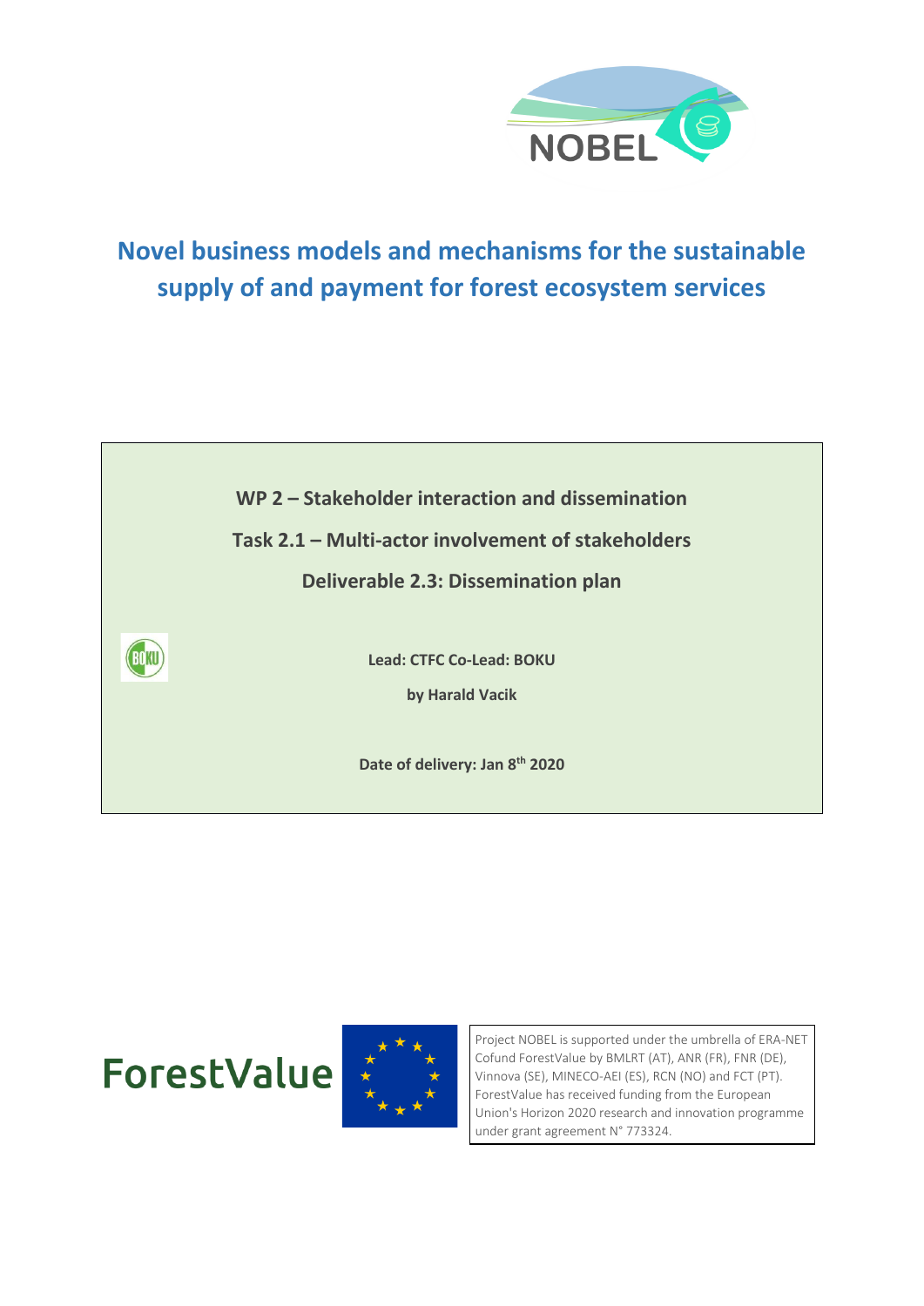# Novel business models and mechanisms for the sustainable supply of and payment for forest ecosystem services

**WP 2 – Stakeholder interaction and dissemination**

**Task 2.1 – Multi-actor involvement of stakeholders**

**Deliverable 2.3: Dissemination plan**

**Lead: CTFC Co-Lead: BOKU**

**by Harald Vacik**

**Date of delivery: Jan 8th 2020**

Project NOBEL is supported under the umbrella of ERA-NET Cofund ForestValue by BMLRT (AT), ANR (FR), FNR (DE), Vinnova (SE), MINECO-AEI (ES), RCN (NO) and FCT (PT). ForestValue has received funding from the European Union's Horizon 2020 research and innovation programme under grant agreement N° 773324.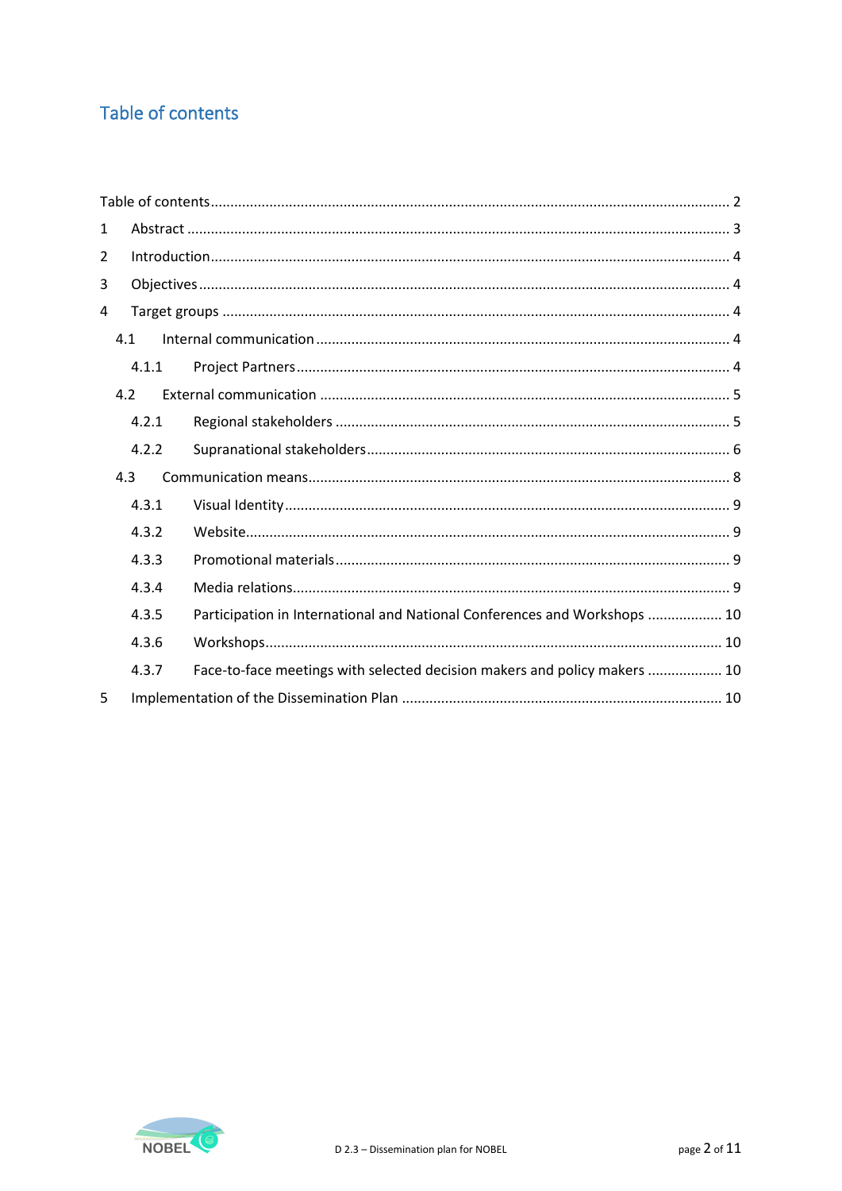# Table of contents

Table of contents ........ 2

1 Abstract ........ 3

2 Introduction ........ 4

3 Objectives ........ 4

4 Target groups ........ 4

- 4.1 Internal communication ........ 4
  - 4.1.1 Project Partners ........ 4
- 4.2 External communication ........ 5
  - 4.2.1 Regional stakeholders ........ 5
  - 4.2.2 Supranational stakeholders ........ 6
- 4.3 Communication means ........ 8
  - 4.3.1 Visual Identity ........ 9
  - 4.3.2 Website ........ 9
  - 4.3.3 Promotional materials ........ 9
  - 4.3.4 Media relations ........ 9
  - 4.3.5 Participation in International and National Conferences and Workshops ........ 10
  - 4.3.6 Workshops ........ 10
  - 4.3.7 Face-to-face meetings with selected decision makers and policy makers ........ 10

5 Implementation of the Dissemination Plan ........ 10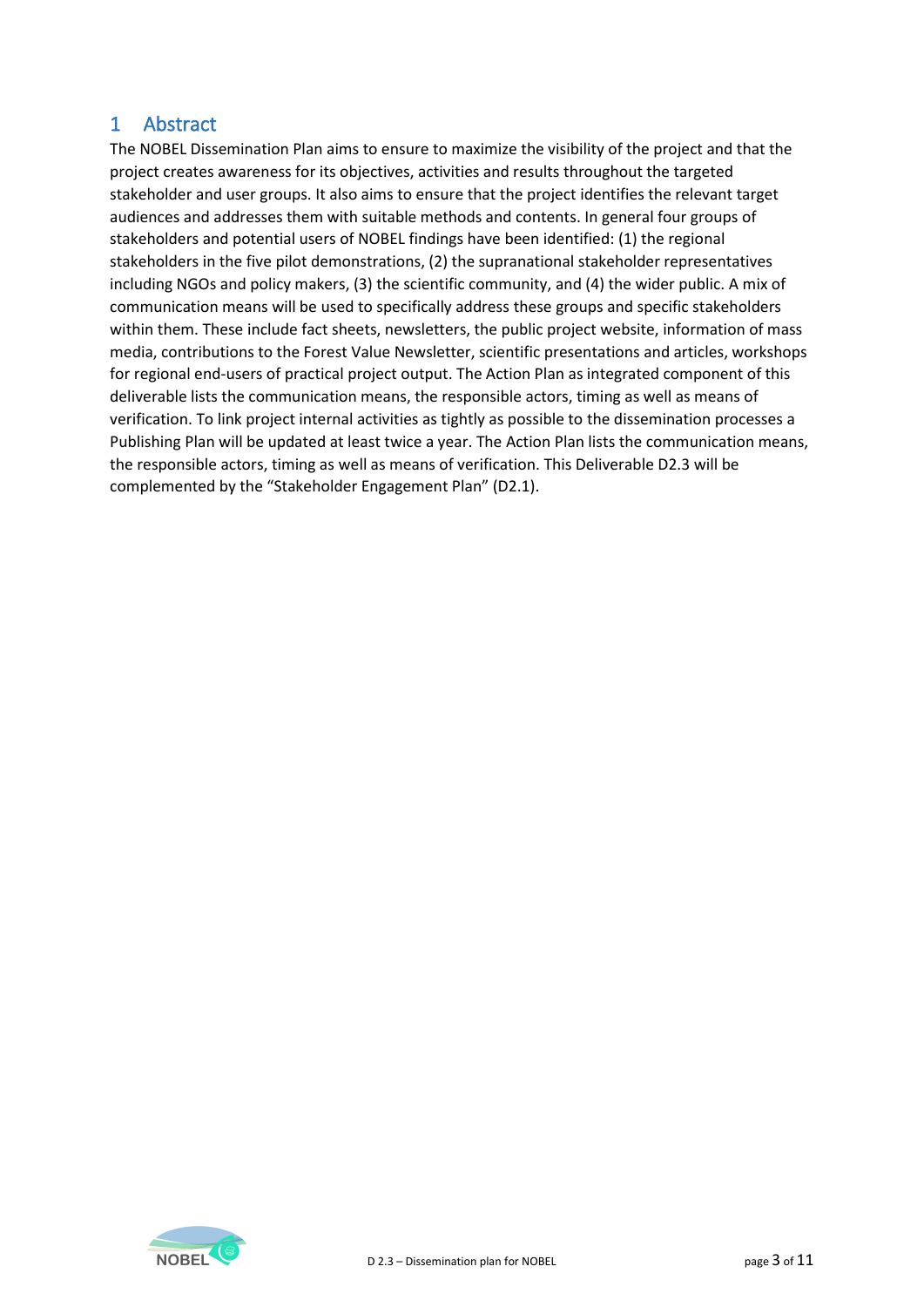# 1 Abstract

The NOBEL Dissemination Plan aims to ensure to maximize the visibility of the project and that the project creates awareness for its objectives, activities and results throughout the targeted stakeholder and user groups. It also aims to ensure that the project identifies the relevant target audiences and addresses them with suitable methods and contents. In general four groups of stakeholders and potential users of NOBEL findings have been identified: (1) the regional stakeholders in the five pilot demonstrations, (2) the supranational stakeholder representatives including NGOs and policy makers, (3) the scientific community, and (4) the wider public. A mix of communication means will be used to specifically address these groups and specific stakeholders within them. These include fact sheets, newsletters, the public project website, information of mass media, contributions to the Forest Value Newsletter, scientific presentations and articles, workshops for regional end-users of practical project output. The Action Plan as integrated component of this deliverable lists the communication means, the responsible actors, timing as well as means of verification. To link project internal activities as tightly as possible to the dissemination processes a Publishing Plan will be updated at least twice a year. The Action Plan lists the communication means, the responsible actors, timing as well as means of verification. This Deliverable D2.3 will be complemented by the "Stakeholder Engagement Plan" (D2.1).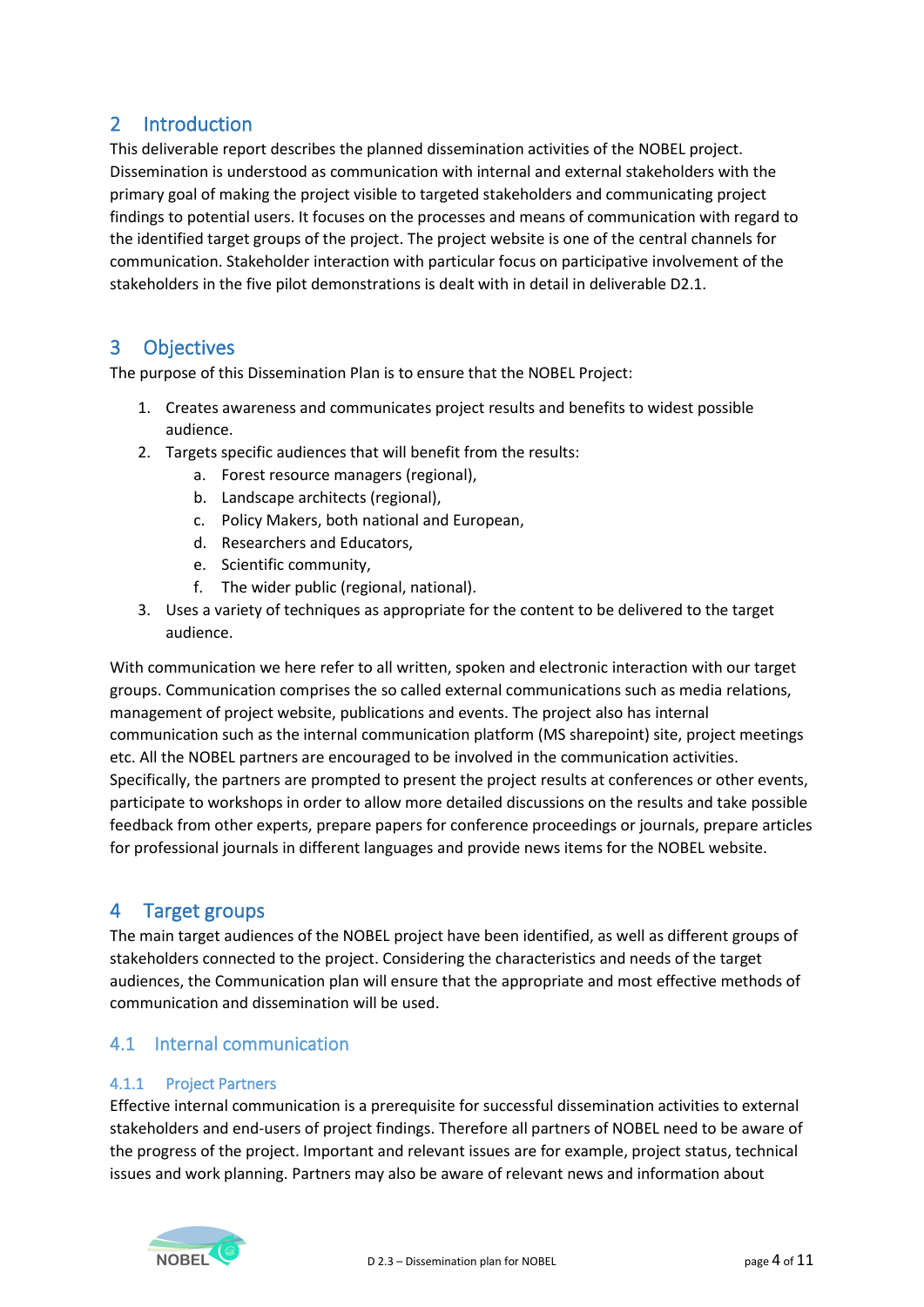# 2 Introduction

This deliverable report describes the planned dissemination activities of the NOBEL project. Dissemination is understood as communication with internal and external stakeholders with the primary goal of making the project visible to targeted stakeholders and communicating project findings to potential users. It focuses on the processes and means of communication with regard to the identified target groups of the project. The project website is one of the central channels for communication. Stakeholder interaction with particular focus on participative involvement of the stakeholders in the five pilot demonstrations is dealt with in detail in deliverable D2.1.

# 3 Objectives

The purpose of this Dissemination Plan is to ensure that the NOBEL Project:

1. Creates awareness and communicates project results and benefits to widest possible audience.
2. Targets specific audiences that will benefit from the results:
   a. Forest resource managers (regional),
   b. Landscape architects (regional),
   c. Policy Makers, both national and European,
   d. Researchers and Educators,
   e. Scientific community,
   f. The wider public (regional, national).
3. Uses a variety of techniques as appropriate for the content to be delivered to the target audience.

With communication we here refer to all written, spoken and electronic interaction with our target groups. Communication comprises the so called external communications such as media relations, management of project website, publications and events. The project also has internal communication such as the internal communication platform (MS sharepoint) site, project meetings etc. All the NOBEL partners are encouraged to be involved in the communication activities. Specifically, the partners are prompted to present the project results at conferences or other events, participate to workshops in order to allow more detailed discussions on the results and take possible feedback from other experts, prepare papers for conference proceedings or journals, prepare articles for professional journals in different languages and provide news items for the NOBEL website.

# 4 Target groups

The main target audiences of the NOBEL project have been identified, as well as different groups of stakeholders connected to the project. Considering the characteristics and needs of the target audiences, the Communication plan will ensure that the appropriate and most effective methods of communication and dissemination will be used.

## 4.1 Internal communication

### 4.1.1 Project Partners

Effective internal communication is a prerequisite for successful dissemination activities to external stakeholders and end-users of project findings. Therefore all partners of NOBEL need to be aware of the progress of the project. Important and relevant issues are for example, project status, technical issues and work planning. Partners may also be aware of relevant news and information about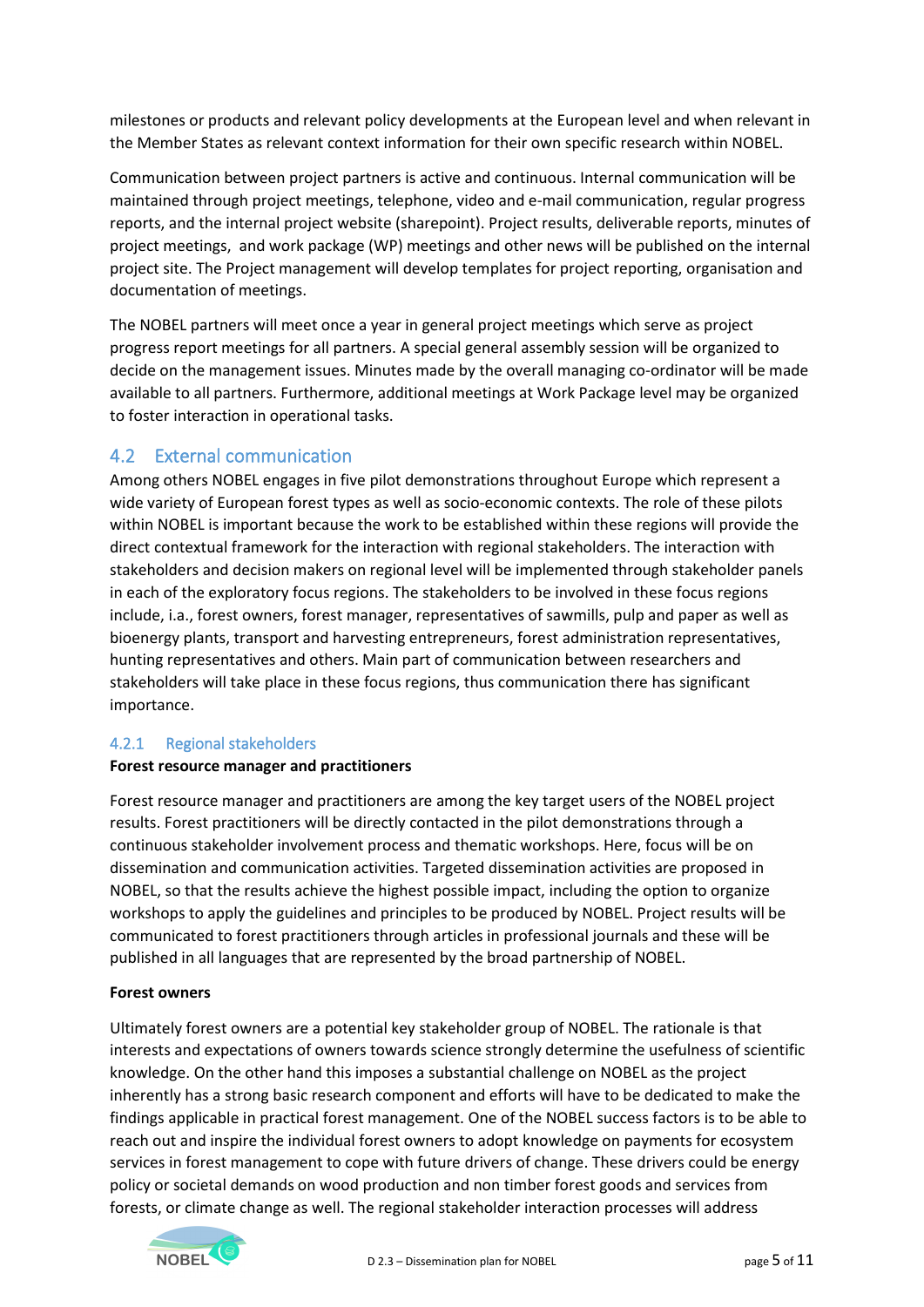milestones or products and relevant policy developments at the European level and when relevant in the Member States as relevant context information for their own specific research within NOBEL.

Communication between project partners is active and continuous. Internal communication will be maintained through project meetings, telephone, video and e-mail communication, regular progress reports, and the internal project website (sharepoint). Project results, deliverable reports, minutes of project meetings, and work package (WP) meetings and other news will be published on the internal project site. The Project management will develop templates for project reporting, organisation and documentation of meetings.

The NOBEL partners will meet once a year in general project meetings which serve as project progress report meetings for all partners. A special general assembly session will be organized to decide on the management issues. Minutes made by the overall managing co-ordinator will be made available to all partners. Furthermore, additional meetings at Work Package level may be organized to foster interaction in operational tasks.

## 4.2 External communication

Among others NOBEL engages in five pilot demonstrations throughout Europe which represent a wide variety of European forest types as well as socio-economic contexts. The role of these pilots within NOBEL is important because the work to be established within these regions will provide the direct contextual framework for the interaction with regional stakeholders. The interaction with stakeholders and decision makers on regional level will be implemented through stakeholder panels in each of the exploratory focus regions. The stakeholders to be involved in these focus regions include, i.a., forest owners, forest manager, representatives of sawmills, pulp and paper as well as bioenergy plants, transport and harvesting entrepreneurs, forest administration representatives, hunting representatives and others. Main part of communication between researchers and stakeholders will take place in these focus regions, thus communication there has significant importance.

### 4.2.1 Regional stakeholders

**Forest resource manager and practitioners**

Forest resource manager and practitioners are among the key target users of the NOBEL project results. Forest practitioners will be directly contacted in the pilot demonstrations through a continuous stakeholder involvement process and thematic workshops. Here, focus will be on dissemination and communication activities. Targeted dissemination activities are proposed in NOBEL, so that the results achieve the highest possible impact, including the option to organize workshops to apply the guidelines and principles to be produced by NOBEL. Project results will be communicated to forest practitioners through articles in professional journals and these will be published in all languages that are represented by the broad partnership of NOBEL.

**Forest owners**

Ultimately forest owners are a potential key stakeholder group of NOBEL. The rationale is that interests and expectations of owners towards science strongly determine the usefulness of scientific knowledge. On the other hand this imposes a substantial challenge on NOBEL as the project inherently has a strong basic research component and efforts will have to be dedicated to make the findings applicable in practical forest management. One of the NOBEL success factors is to be able to reach out and inspire the individual forest owners to adopt knowledge on payments for ecosystem services in forest management to cope with future drivers of change. These drivers could be energy policy or societal demands on wood production and non timber forest goods and services from forests, or climate change as well. The regional stakeholder interaction processes will address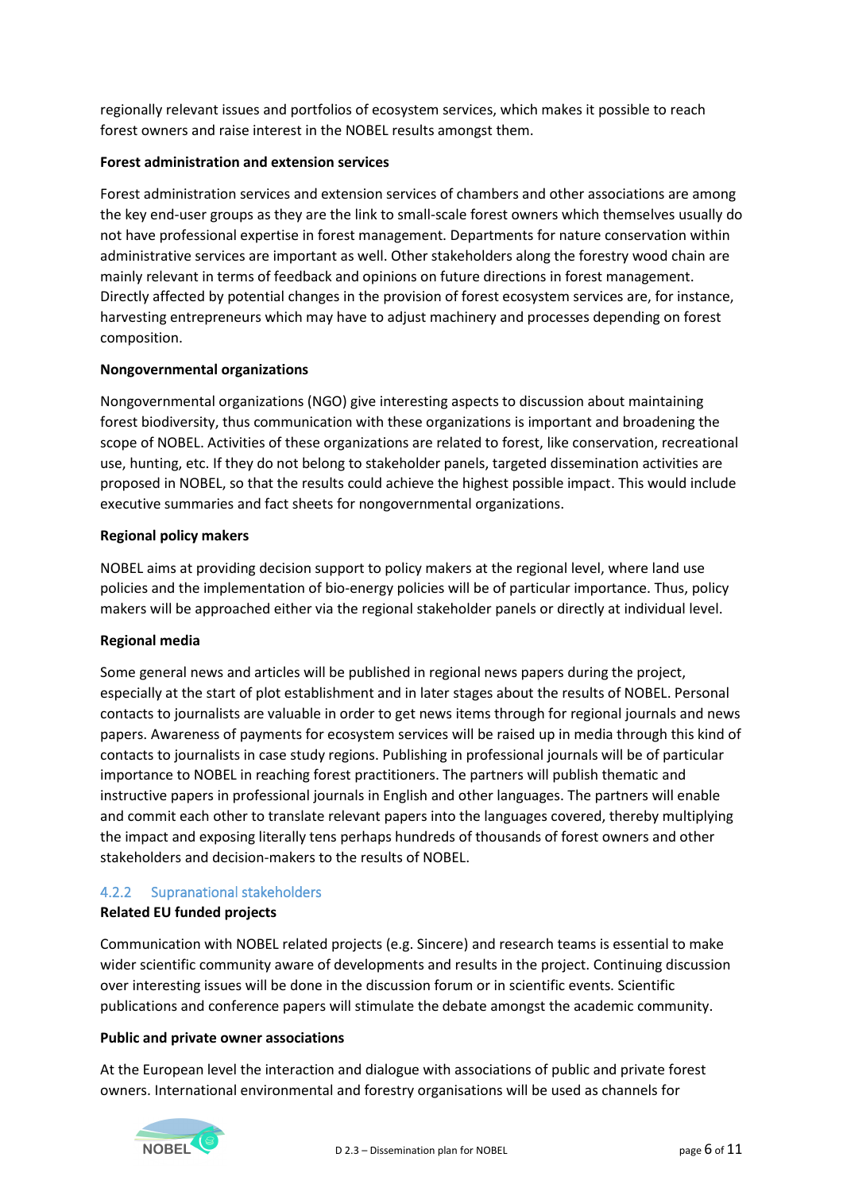regionally relevant issues and portfolios of ecosystem services, which makes it possible to reach forest owners and raise interest in the NOBEL results amongst them.

**Forest administration and extension services**

Forest administration services and extension services of chambers and other associations are among the key end-user groups as they are the link to small-scale forest owners which themselves usually do not have professional expertise in forest management. Departments for nature conservation within administrative services are important as well. Other stakeholders along the forestry wood chain are mainly relevant in terms of feedback and opinions on future directions in forest management. Directly affected by potential changes in the provision of forest ecosystem services are, for instance, harvesting entrepreneurs which may have to adjust machinery and processes depending on forest composition.

**Nongovernmental organizations**

Nongovernmental organizations (NGO) give interesting aspects to discussion about maintaining forest biodiversity, thus communication with these organizations is important and broadening the scope of NOBEL. Activities of these organizations are related to forest, like conservation, recreational use, hunting, etc. If they do not belong to stakeholder panels, targeted dissemination activities are proposed in NOBEL, so that the results could achieve the highest possible impact. This would include executive summaries and fact sheets for nongovernmental organizations.

**Regional policy makers**

NOBEL aims at providing decision support to policy makers at the regional level, where land use policies and the implementation of bio-energy policies will be of particular importance. Thus, policy makers will be approached either via the regional stakeholder panels or directly at individual level.

**Regional media**

Some general news and articles will be published in regional news papers during the project, especially at the start of plot establishment and in later stages about the results of NOBEL. Personal contacts to journalists are valuable in order to get news items through for regional journals and news papers. Awareness of payments for ecosystem services will be raised up in media through this kind of contacts to journalists in case study regions. Publishing in professional journals will be of particular importance to NOBEL in reaching forest practitioners. The partners will publish thematic and instructive papers in professional journals in English and other languages. The partners will enable and commit each other to translate relevant papers into the languages covered, thereby multiplying the impact and exposing literally tens perhaps hundreds of thousands of forest owners and other stakeholders and decision-makers to the results of NOBEL.

### 4.2.2 Supranational stakeholders

**Related EU funded projects**

Communication with NOBEL related projects (e.g. Sincere) and research teams is essential to make wider scientific community aware of developments and results in the project. Continuing discussion over interesting issues will be done in the discussion forum or in scientific events. Scientific publications and conference papers will stimulate the debate amongst the academic community.

**Public and private owner associations**

At the European level the interaction and dialogue with associations of public and private forest owners. International environmental and forestry organisations will be used as channels for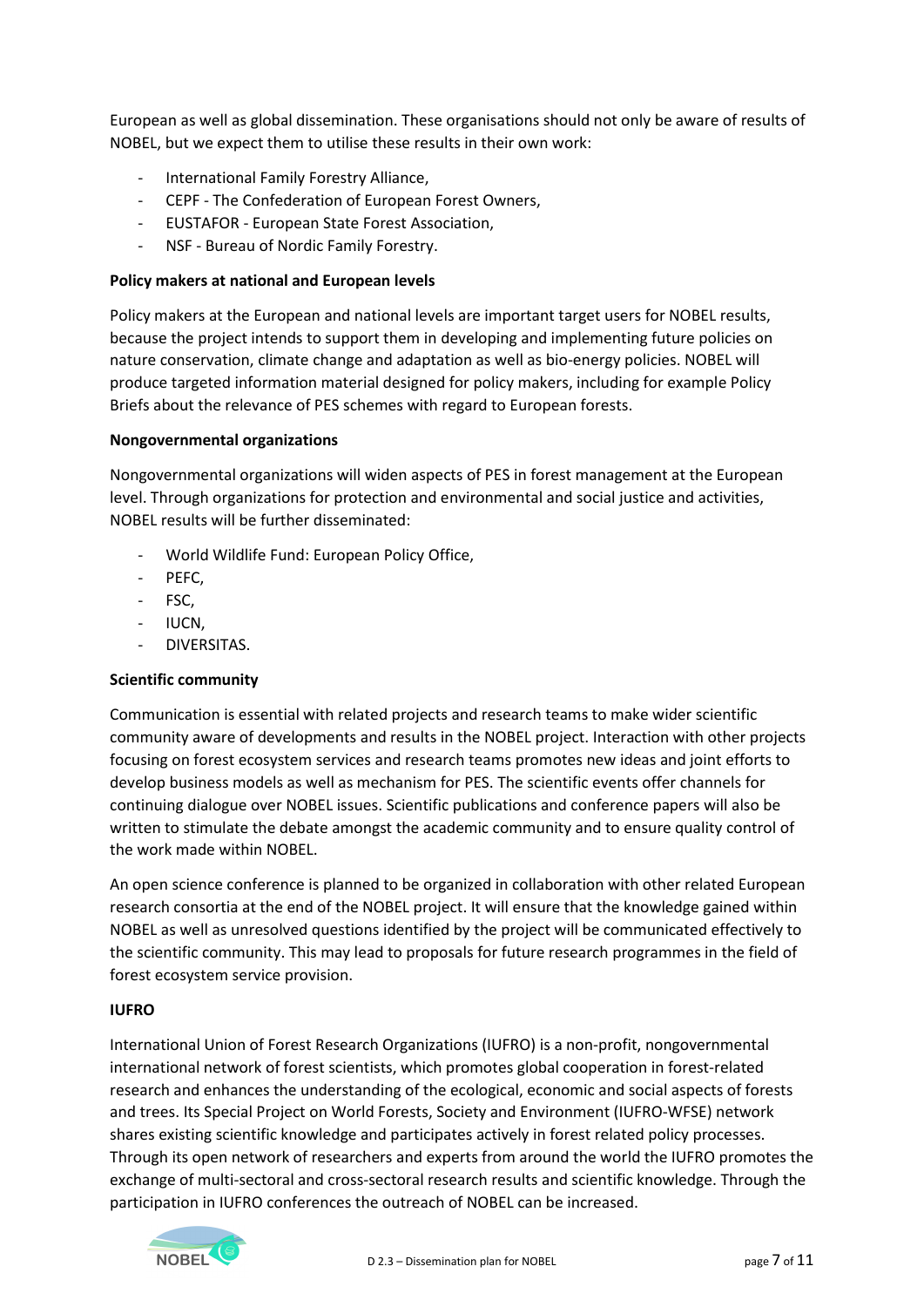European as well as global dissemination. These organisations should not only be aware of results of NOBEL, but we expect them to utilise these results in their own work:

- International Family Forestry Alliance,
- CEPF - The Confederation of European Forest Owners,
- EUSTAFOR - European State Forest Association,
- NSF - Bureau of Nordic Family Forestry.

**Policy makers at national and European levels**

Policy makers at the European and national levels are important target users for NOBEL results, because the project intends to support them in developing and implementing future policies on nature conservation, climate change and adaptation as well as bio-energy policies. NOBEL will produce targeted information material designed for policy makers, including for example Policy Briefs about the relevance of PES schemes with regard to European forests.

**Nongovernmental organizations**

Nongovernmental organizations will widen aspects of PES in forest management at the European level. Through organizations for protection and environmental and social justice and activities, NOBEL results will be further disseminated:

- World Wildlife Fund: European Policy Office,
- PEFC,
- FSC,
- IUCN,
- DIVERSITAS.

**Scientific community**

Communication is essential with related projects and research teams to make wider scientific community aware of developments and results in the NOBEL project. Interaction with other projects focusing on forest ecosystem services and research teams promotes new ideas and joint efforts to develop business models as well as mechanism for PES. The scientific events offer channels for continuing dialogue over NOBEL issues. Scientific publications and conference papers will also be written to stimulate the debate amongst the academic community and to ensure quality control of the work made within NOBEL.

An open science conference is planned to be organized in collaboration with other related European research consortia at the end of the NOBEL project. It will ensure that the knowledge gained within NOBEL as well as unresolved questions identified by the project will be communicated effectively to the scientific community. This may lead to proposals for future research programmes in the field of forest ecosystem service provision.

**IUFRO**

International Union of Forest Research Organizations (IUFRO) is a non-profit, nongovernmental international network of forest scientists, which promotes global cooperation in forest-related research and enhances the understanding of the ecological, economic and social aspects of forests and trees. Its Special Project on World Forests, Society and Environment (IUFRO-WFSE) network shares existing scientific knowledge and participates actively in forest related policy processes. Through its open network of researchers and experts from around the world the IUFRO promotes the exchange of multi-sectoral and cross-sectoral research results and scientific knowledge. Through the participation in IUFRO conferences the outreach of NOBEL can be increased.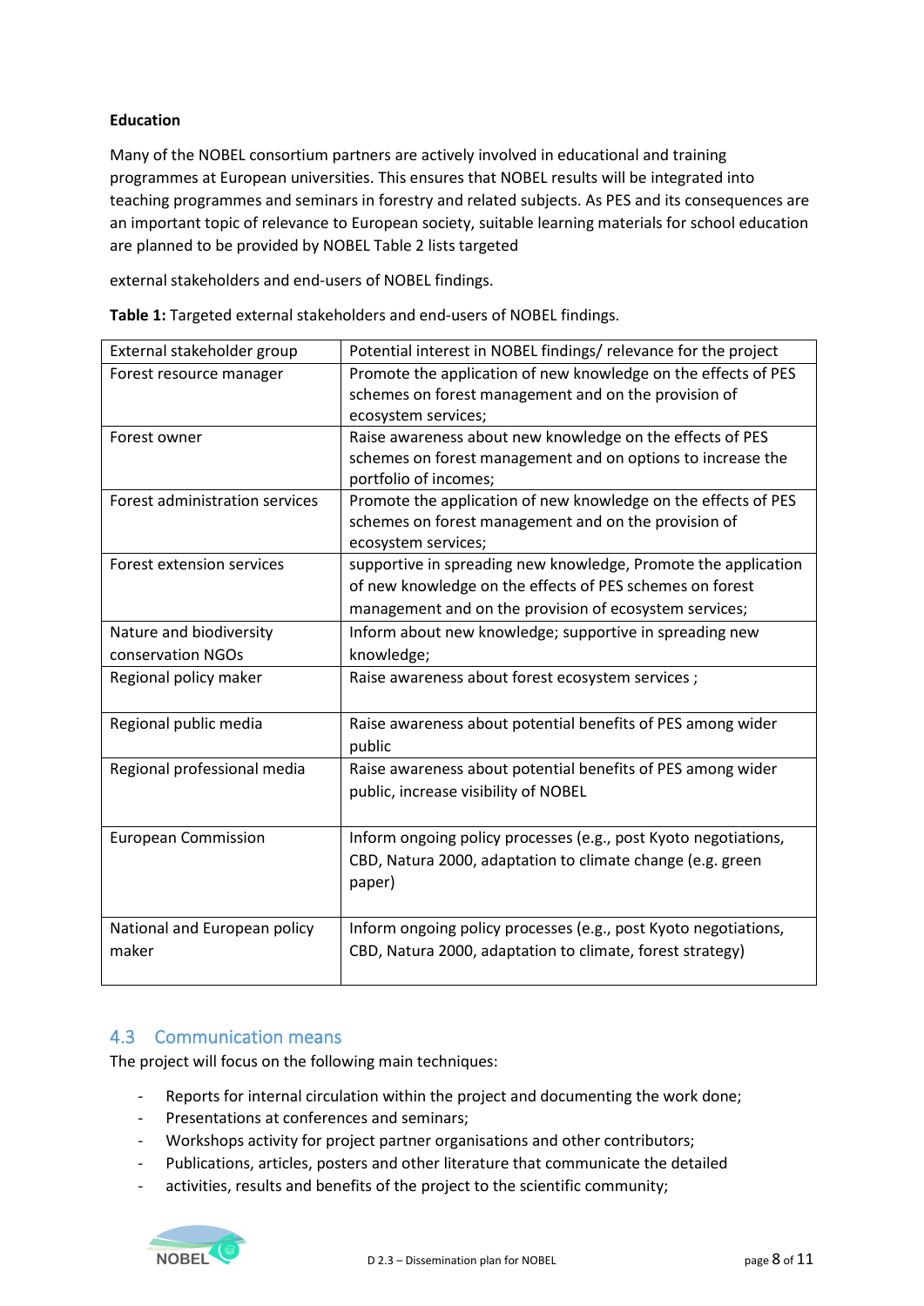**Education**

Many of the NOBEL consortium partners are actively involved in educational and training programmes at European universities. This ensures that NOBEL results will be integrated into teaching programmes and seminars in forestry and related subjects. As PES and its consequences are an important topic of relevance to European society, suitable learning materials for school education are planned to be provided by NOBEL Table 2 lists targeted

external stakeholders and end-users of NOBEL findings.

**Table 1:** Targeted external stakeholders and end-users of NOBEL findings.

| External stakeholder group | Potential interest in NOBEL findings/ relevance for the project |
|---|---|
| Forest resource manager | Promote the application of new knowledge on the effects of PES schemes on forest management and on the provision of ecosystem services; |
| Forest owner | Raise awareness about new knowledge on the effects of PES schemes on forest management and on options to increase the portfolio of incomes; |
| Forest administration services | Promote the application of new knowledge on the effects of PES schemes on forest management and on the provision of ecosystem services; |
| Forest extension services | supportive in spreading new knowledge, Promote the application of new knowledge on the effects of PES schemes on forest management and on the provision of ecosystem services; |
| Nature and biodiversity conservation NGOs | Inform about new knowledge; supportive in spreading new knowledge; |
| Regional policy maker | Raise awareness about forest ecosystem services ; |
| Regional public media | Raise awareness about potential benefits of PES among wider public |
| Regional professional media | Raise awareness about potential benefits of PES among wider public, increase visibility of NOBEL |
| European Commission | Inform ongoing policy processes (e.g., post Kyoto negotiations, CBD, Natura 2000, adaptation to climate change (e.g. green paper) |
| National and European policy maker | Inform ongoing policy processes (e.g., post Kyoto negotiations, CBD, Natura 2000, adaptation to climate, forest strategy) |

## 4.3 Communication means

The project will focus on the following main techniques:

- Reports for internal circulation within the project and documenting the work done;
- Presentations at conferences and seminars;
- Workshops activity for project partner organisations and other contributors;
- Publications, articles, posters and other literature that communicate the detailed
- activities, results and benefits of the project to the scientific community;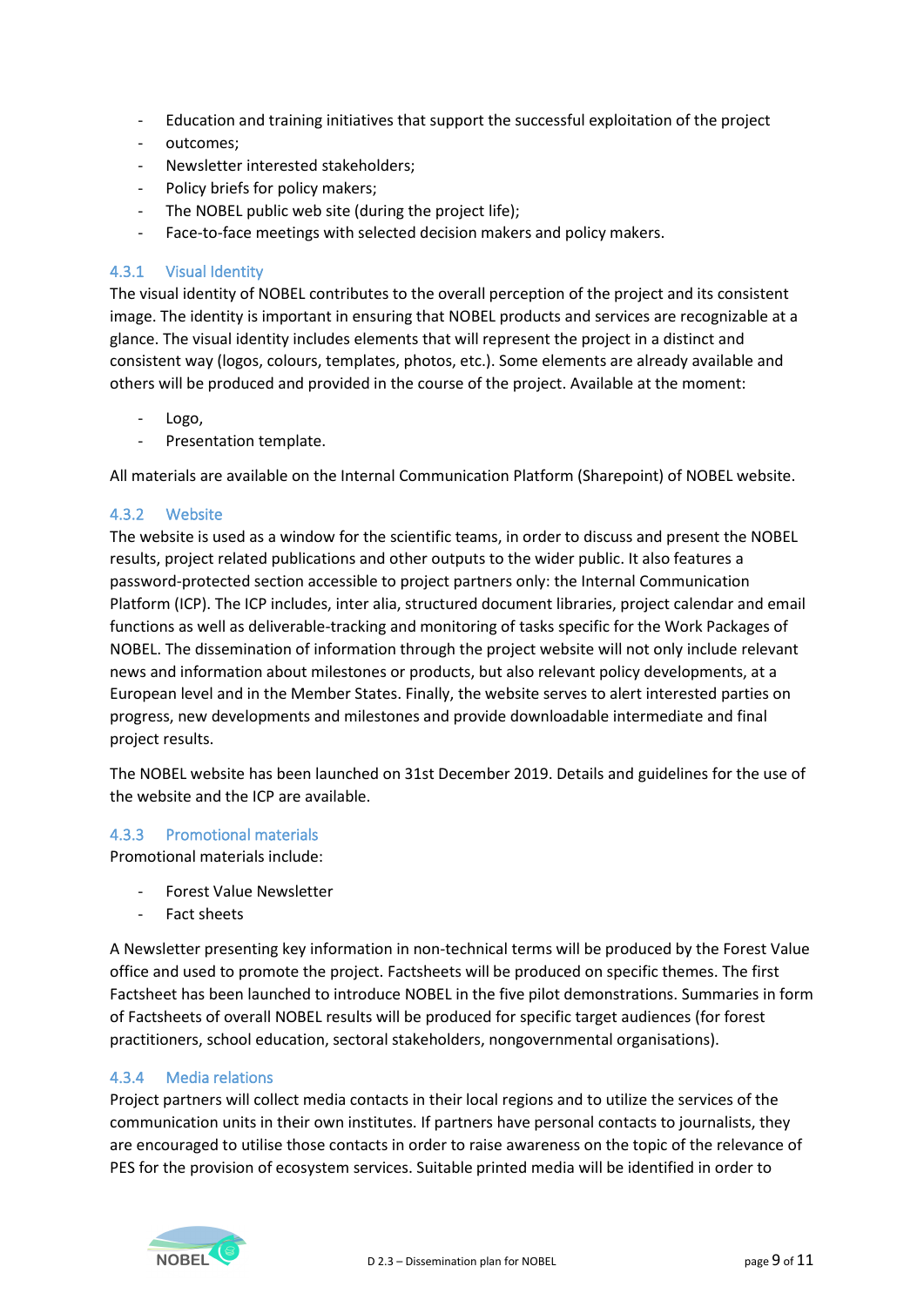- Education and training initiatives that support the successful exploitation of the project
- outcomes;
- Newsletter interested stakeholders;
- Policy briefs for policy makers;
- The NOBEL public web site (during the project life);
- Face-to-face meetings with selected decision makers and policy makers.

### 4.3.1 Visual Identity

The visual identity of NOBEL contributes to the overall perception of the project and its consistent image. The identity is important in ensuring that NOBEL products and services are recognizable at a glance. The visual identity includes elements that will represent the project in a distinct and consistent way (logos, colours, templates, photos, etc.). Some elements are already available and others will be produced and provided in the course of the project. Available at the moment:

- Logo,
- Presentation template.

All materials are available on the Internal Communication Platform (Sharepoint) of NOBEL website.

### 4.3.2 Website

The website is used as a window for the scientific teams, in order to discuss and present the NOBEL results, project related publications and other outputs to the wider public. It also features a password-protected section accessible to project partners only: the Internal Communication Platform (ICP). The ICP includes, inter alia, structured document libraries, project calendar and email functions as well as deliverable-tracking and monitoring of tasks specific for the Work Packages of NOBEL. The dissemination of information through the project website will not only include relevant news and information about milestones or products, but also relevant policy developments, at a European level and in the Member States. Finally, the website serves to alert interested parties on progress, new developments and milestones and provide downloadable intermediate and final project results.

The NOBEL website has been launched on 31st December 2019. Details and guidelines for the use of the website and the ICP are available.

### 4.3.3 Promotional materials

Promotional materials include:

- Forest Value Newsletter
- Fact sheets

A Newsletter presenting key information in non-technical terms will be produced by the Forest Value office and used to promote the project. Factsheets will be produced on specific themes. The first Factsheet has been launched to introduce NOBEL in the five pilot demonstrations. Summaries in form of Factsheets of overall NOBEL results will be produced for specific target audiences (for forest practitioners, school education, sectoral stakeholders, nongovernmental organisations).

### 4.3.4 Media relations

Project partners will collect media contacts in their local regions and to utilize the services of the communication units in their own institutes. If partners have personal contacts to journalists, they are encouraged to utilise those contacts in order to raise awareness on the topic of the relevance of PES for the provision of ecosystem services. Suitable printed media will be identified in order to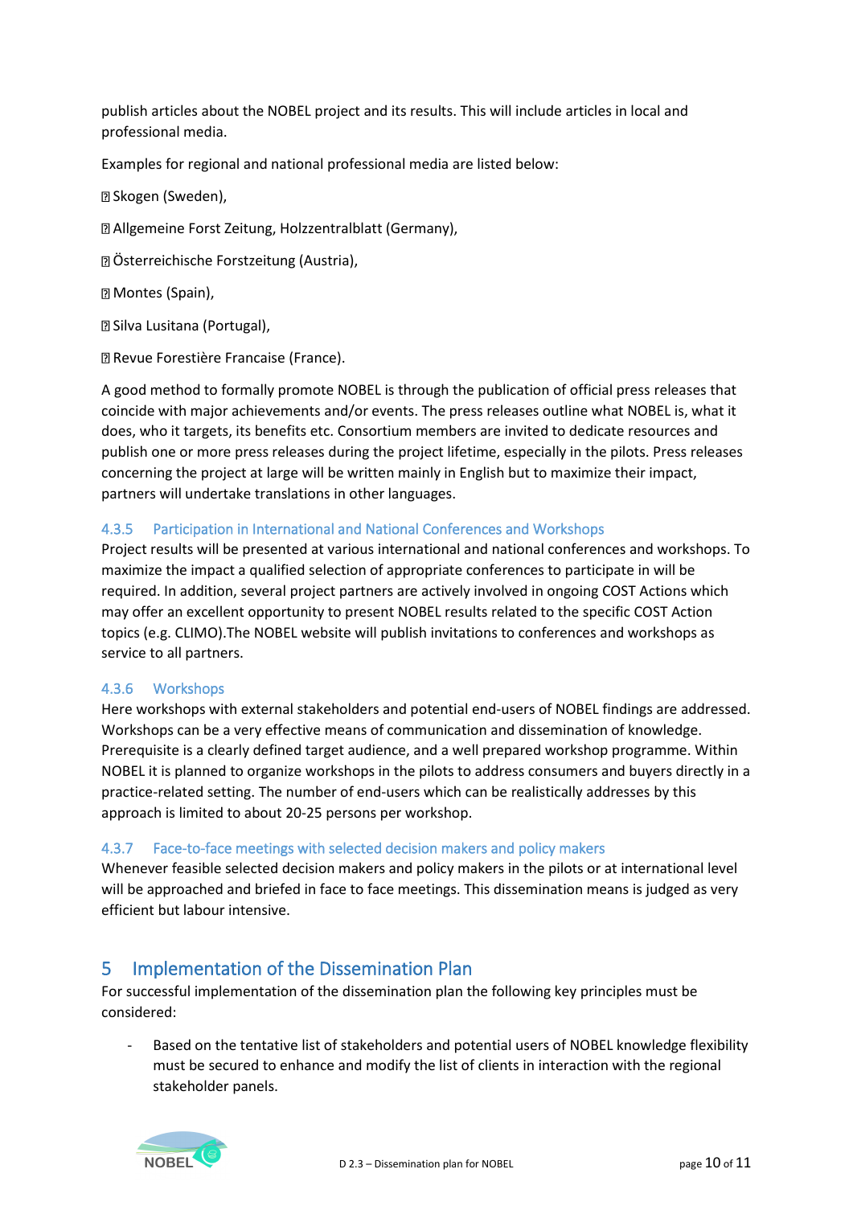publish articles about the NOBEL project and its results. This will include articles in local and professional media.

Examples for regional and national professional media are listed below:

- Skogen (Sweden),
- Allgemeine Forst Zeitung, Holzzentralblatt (Germany),
- Österreichische Forstzeitung (Austria),
- Montes (Spain),
- Silva Lusitana (Portugal),
- Revue Forestière Francaise (France).

A good method to formally promote NOBEL is through the publication of official press releases that coincide with major achievements and/or events. The press releases outline what NOBEL is, what it does, who it targets, its benefits etc. Consortium members are invited to dedicate resources and publish one or more press releases during the project lifetime, especially in the pilots. Press releases concerning the project at large will be written mainly in English but to maximize their impact, partners will undertake translations in other languages.

### 4.3.5 Participation in International and National Conferences and Workshops

Project results will be presented at various international and national conferences and workshops. To maximize the impact a qualified selection of appropriate conferences to participate in will be required. In addition, several project partners are actively involved in ongoing COST Actions which may offer an excellent opportunity to present NOBEL results related to the specific COST Action topics (e.g. CLIMO).The NOBEL website will publish invitations to conferences and workshops as service to all partners.

### 4.3.6 Workshops

Here workshops with external stakeholders and potential end-users of NOBEL findings are addressed. Workshops can be a very effective means of communication and dissemination of knowledge. Prerequisite is a clearly defined target audience, and a well prepared workshop programme. Within NOBEL it is planned to organize workshops in the pilots to address consumers and buyers directly in a practice-related setting. The number of end-users which can be realistically addresses by this approach is limited to about 20-25 persons per workshop.

### 4.3.7 Face-to-face meetings with selected decision makers and policy makers

Whenever feasible selected decision makers and policy makers in the pilots or at international level will be approached and briefed in face to face meetings. This dissemination means is judged as very efficient but labour intensive.

# 5 Implementation of the Dissemination Plan

For successful implementation of the dissemination plan the following key principles must be considered:

- Based on the tentative list of stakeholders and potential users of NOBEL knowledge flexibility must be secured to enhance and modify the list of clients in interaction with the regional stakeholder panels.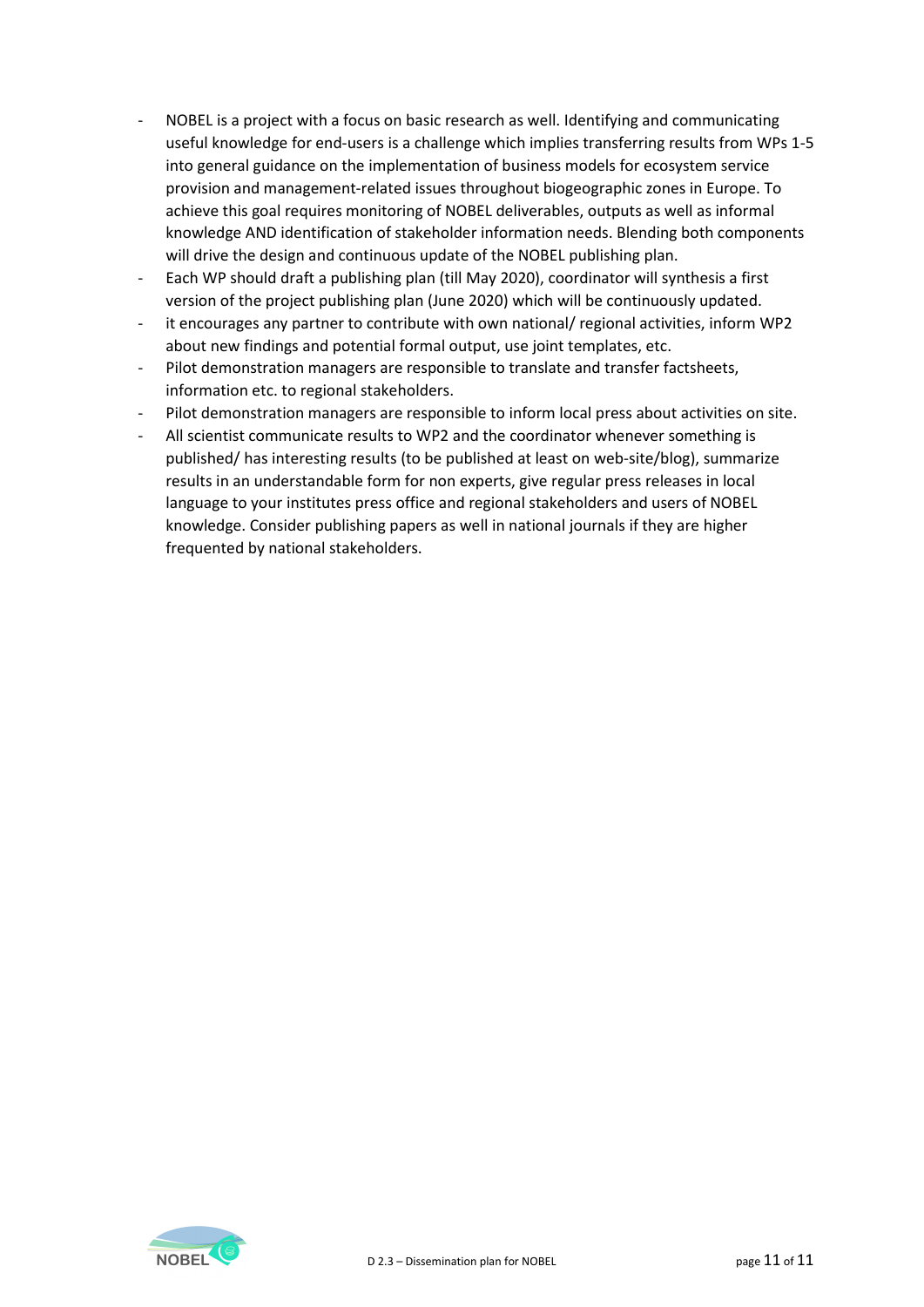- NOBEL is a project with a focus on basic research as well. Identifying and communicating useful knowledge for end-users is a challenge which implies transferring results from WPs 1-5 into general guidance on the implementation of business models for ecosystem service provision and management-related issues throughout biogeographic zones in Europe. To achieve this goal requires monitoring of NOBEL deliverables, outputs as well as informal knowledge AND identification of stakeholder information needs. Blending both components will drive the design and continuous update of the NOBEL publishing plan.
- Each WP should draft a publishing plan (till May 2020), coordinator will synthesis a first version of the project publishing plan (June 2020) which will be continuously updated.
- it encourages any partner to contribute with own national/ regional activities, inform WP2 about new findings and potential formal output, use joint templates, etc.
- Pilot demonstration managers are responsible to translate and transfer factsheets, information etc. to regional stakeholders.
- Pilot demonstration managers are responsible to inform local press about activities on site.
- All scientist communicate results to WP2 and the coordinator whenever something is published/ has interesting results (to be published at least on web-site/blog), summarize results in an understandable form for non experts, give regular press releases in local language to your institutes press office and regional stakeholders and users of NOBEL knowledge. Consider publishing papers as well in national journals if they are higher frequented by national stakeholders.